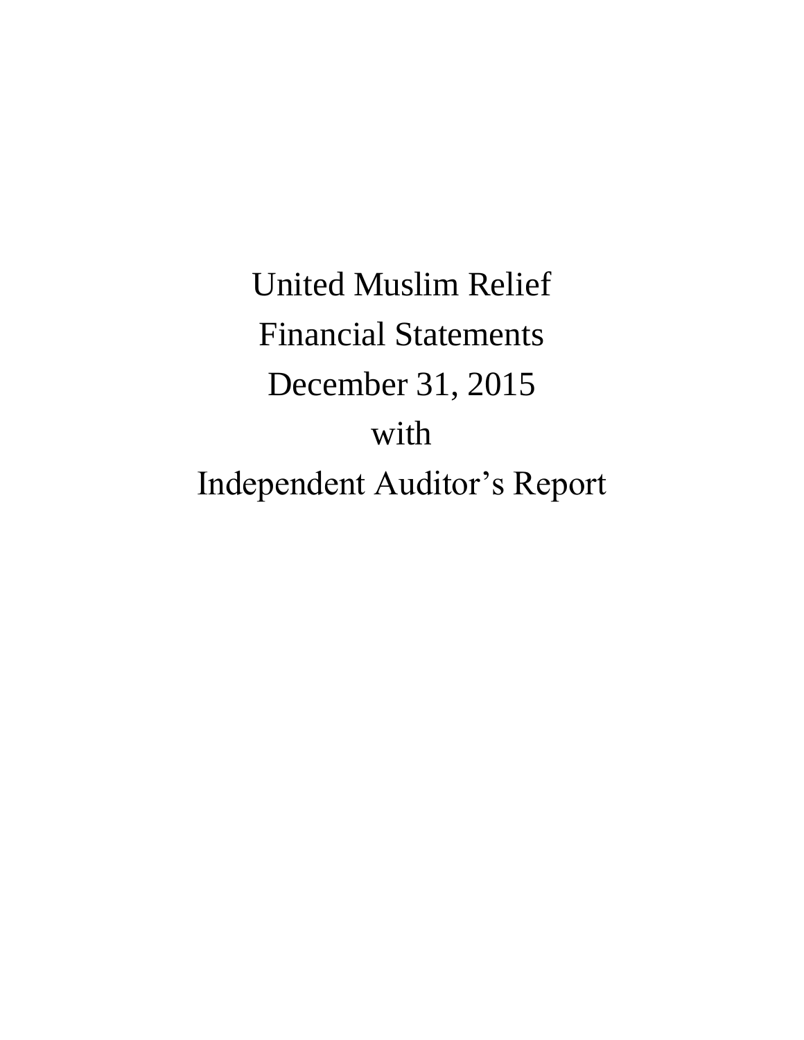# United Muslim Relief

## Financial Statements

## December 31, 2015

## with

## Independent Auditor's Report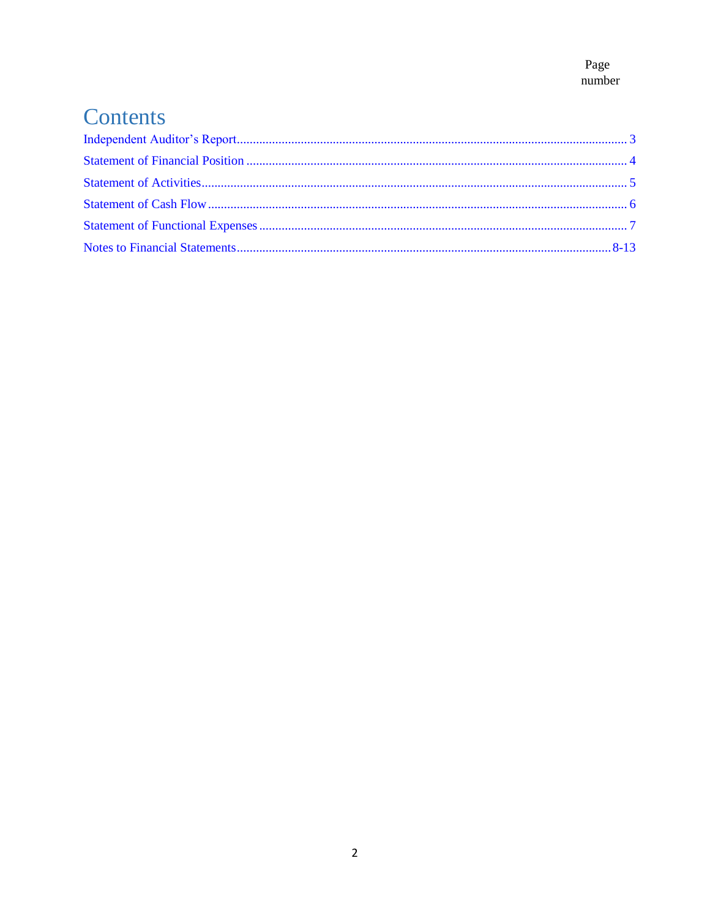Page number

# Contents

| Section | Page number |
| --- | --- |
| Independent Auditor's Report | 3 |
| Statement of Financial Position | 4 |
| Statement of Activities | 5 |
| Statement of Cash Flow | 6 |
| Statement of Functional Expenses | 7 |
| Notes to Financial Statements | 8-13 |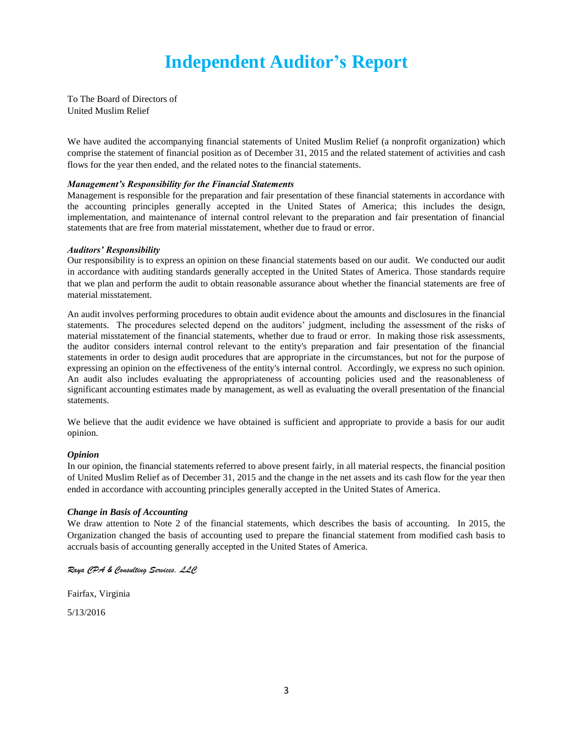# Independent Auditor's Report

To The Board of Directors of
United Muslim Relief

We have audited the accompanying financial statements of United Muslim Relief (a nonprofit organization) which comprise the statement of financial position as of December 31, 2015 and the related statement of activities and cash flows for the year then ended, and the related notes to the financial statements.

***Management's Responsibility for the Financial Statements***

Management is responsible for the preparation and fair presentation of these financial statements in accordance with the accounting principles generally accepted in the United States of America; this includes the design, implementation, and maintenance of internal control relevant to the preparation and fair presentation of financial statements that are free from material misstatement, whether due to fraud or error.

***Auditors' Responsibility***

Our responsibility is to express an opinion on these financial statements based on our audit. We conducted our audit in accordance with auditing standards generally accepted in the United States of America. Those standards require that we plan and perform the audit to obtain reasonable assurance about whether the financial statements are free of material misstatement.

An audit involves performing procedures to obtain audit evidence about the amounts and disclosures in the financial statements. The procedures selected depend on the auditors' judgment, including the assessment of the risks of material misstatement of the financial statements, whether due to fraud or error. In making those risk assessments, the auditor considers internal control relevant to the entity's preparation and fair presentation of the financial statements in order to design audit procedures that are appropriate in the circumstances, but not for the purpose of expressing an opinion on the effectiveness of the entity's internal control. Accordingly, we express no such opinion. An audit also includes evaluating the appropriateness of accounting policies used and the reasonableness of significant accounting estimates made by management, as well as evaluating the overall presentation of the financial statements.

We believe that the audit evidence we have obtained is sufficient and appropriate to provide a basis for our audit opinion.

***Opinion***

In our opinion, the financial statements referred to above present fairly, in all material respects, the financial position of United Muslim Relief as of December 31, 2015 and the change in the net assets and its cash flow for the year then ended in accordance with accounting principles generally accepted in the United States of America.

***Change in Basis of Accounting***

We draw attention to Note 2 of the financial statements, which describes the basis of accounting. In 2015, the Organization changed the basis of accounting used to prepare the financial statement from modified cash basis to accruals basis of accounting generally accepted in the United States of America.

*Raya CPA & Consulting Services, LLC*

Fairfax, Virginia

5/13/2016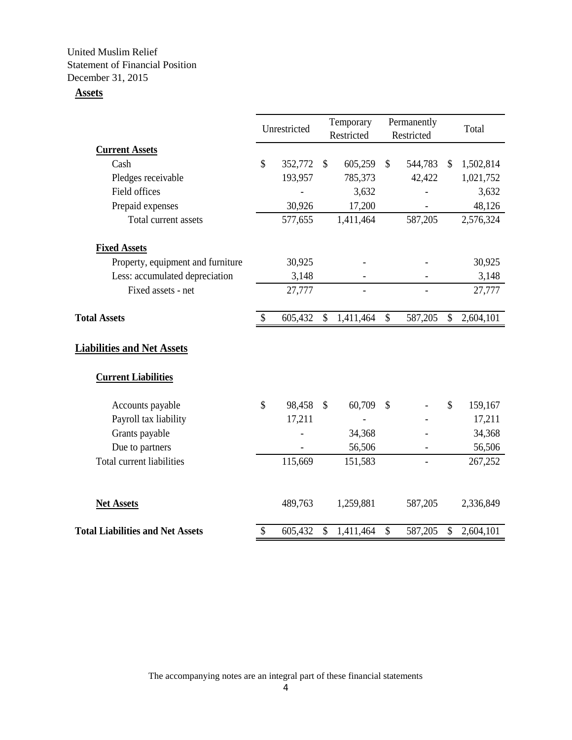United Muslim Relief
Statement of Financial Position
December 31, 2015

**Assets**

| | Unrestricted | Temporary Restricted | Permanently Restricted | Total |
|---|---|---|---|---|
| **Current Assets** | | | | |
| Cash | $ 352,772 | $ 605,259 | $ 544,783 | $ 1,502,814 |
| Pledges receivable | 193,957 | 785,373 | 42,422 | 1,021,752 |
| Field offices | - | 3,632 | - | 3,632 |
| Prepaid expenses | 30,926 | 17,200 | - | 48,126 |
| Total current assets | 577,655 | 1,411,464 | 587,205 | 2,576,324 |
| **Fixed Assets** | | | | |
| Property, equipment and furniture | 30,925 | - | - | 30,925 |
| Less: accumulated depreciation | 3,148 | - | - | 3,148 |
| Fixed assets - net | 27,777 | - | - | 27,777 |
| **Total Assets** | $ 605,432 | $ 1,411,464 | $ 587,205 | $ 2,604,101 |

**Liabilities and Net Assets**

| | Unrestricted | Temporary Restricted | Permanently Restricted | Total |
|---|---|---|---|---|
| **Current Liabilities** | | | | |
| Accounts payable | $ 98,458 | $ 60,709 | $ - | $ 159,167 |
| Payroll tax liability | 17,211 | - | - | 17,211 |
| Grants payable | - | 34,368 | - | 34,368 |
| Due to partners | - | 56,506 | - | 56,506 |
| Total current liabilities | 115,669 | 151,583 | - | 267,252 |
| **Net Assets** | 489,763 | 1,259,881 | 587,205 | 2,336,849 |
| **Total Liabilities and Net Assets** | $ 605,432 | $ 1,411,464 | $ 587,205 | $ 2,604,101 |

The accompanying notes are an integral part of these financial statements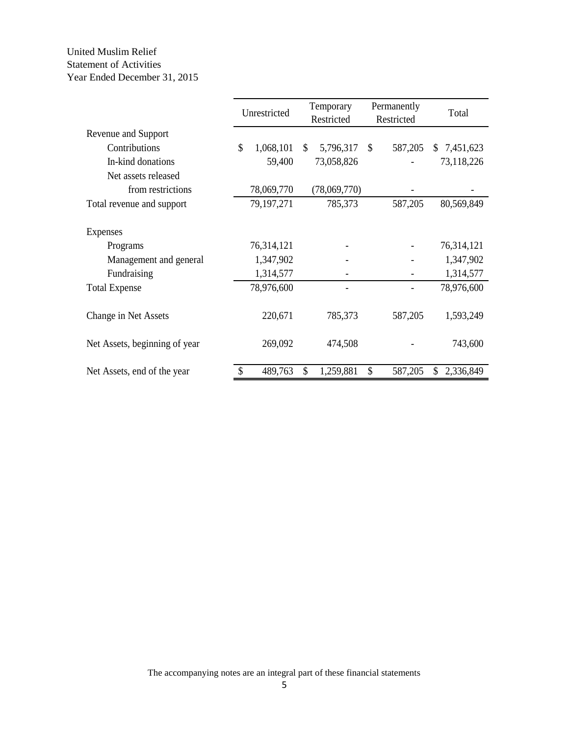United Muslim Relief
Statement of Activities
Year Ended December 31, 2015

| | Unrestricted | Temporary Restricted | Permanently Restricted | Total |
|---|---|---|---|---|
| Revenue and Support | | | | |
| Contributions | $ 1,068,101 | $ 5,796,317 | $ 587,205 | $ 7,451,623 |
| In-kind donations | 59,400 | 73,058,826 | - | 73,118,226 |
| Net assets released from restrictions | 78,069,770 | (78,069,770) | - | - |
| Total revenue and support | 79,197,271 | 785,373 | 587,205 | 80,569,849 |
| Expenses | | | | |
| Programs | 76,314,121 | - | - | 76,314,121 |
| Management and general | 1,347,902 | - | - | 1,347,902 |
| Fundraising | 1,314,577 | - | - | 1,314,577 |
| Total Expense | 78,976,600 | - | - | 78,976,600 |
| Change in Net Assets | 220,671 | 785,373 | 587,205 | 1,593,249 |
| Net Assets, beginning of year | 269,092 | 474,508 | - | 743,600 |
| Net Assets, end of the year | $ 489,763 | $ 1,259,881 | $ 587,205 | $ 2,336,849 |

The accompanying notes are an integral part of these financial statements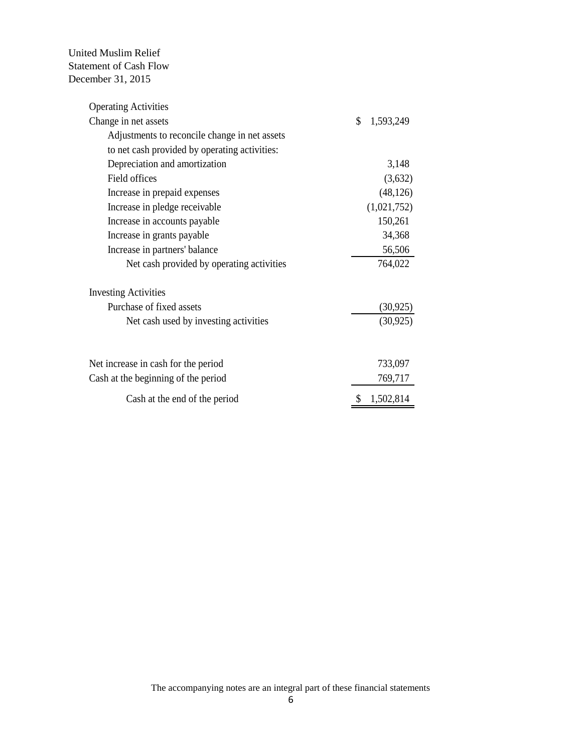United Muslim Relief
Statement of Cash Flow
December 31, 2015

| | |
|---|---|
| **Operating Activities** | |
| Change in net assets | $ 1,593,249 |
| Adjustments to reconcile change in net assets to net cash provided by operating activities: | |
| Depreciation and amortization | 3,148 |
| Field offices | (3,632) |
| Increase in prepaid expenses | (48,126) |
| Increase in pledge receivable | (1,021,752) |
| Increase in accounts payable | 150,261 |
| Increase in grants payable | 34,368 |
| Increase in partners' balance | 56,506 |
| Net cash provided by operating activities | 764,022 |
| | |
| **Investing Activities** | |
| Purchase of fixed assets | (30,925) |
| Net cash used by investing activities | (30,925) |
| | |
| Net increase in cash for the period | 733,097 |
| Cash at the beginning of the period | 769,717 |
| Cash at the end of the period | $ 1,502,814 |

The accompanying notes are an integral part of these financial statements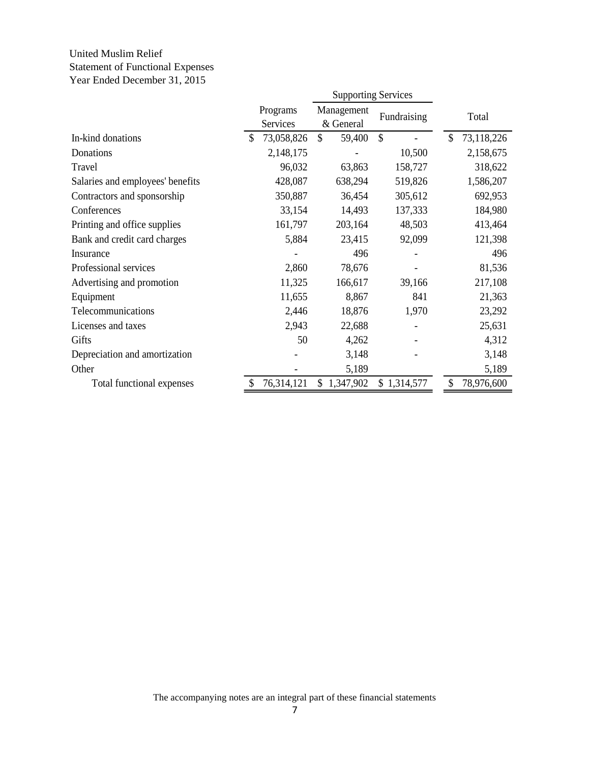United Muslim Relief
Statement of Functional Expenses
Year Ended December 31, 2015

| | | Supporting Services | | |
|---|---|---|---|---|
| | Programs Services | Management & General | Fundraising | Total |
| In-kind donations | $ 73,058,826 | $ 59,400 | $ - | $ 73,118,226 |
| Donations | 2,148,175 | - | 10,500 | 2,158,675 |
| Travel | 96,032 | 63,863 | 158,727 | 318,622 |
| Salaries and employees' benefits | 428,087 | 638,294 | 519,826 | 1,586,207 |
| Contractors and sponsorship | 350,887 | 36,454 | 305,612 | 692,953 |
| Conferences | 33,154 | 14,493 | 137,333 | 184,980 |
| Printing and office supplies | 161,797 | 203,164 | 48,503 | 413,464 |
| Bank and credit card charges | 5,884 | 23,415 | 92,099 | 121,398 |
| Insurance | - | 496 | - | 496 |
| Professional services | 2,860 | 78,676 | - | 81,536 |
| Advertising and promotion | 11,325 | 166,617 | 39,166 | 217,108 |
| Equipment | 11,655 | 8,867 | 841 | 21,363 |
| Telecommunications | 2,446 | 18,876 | 1,970 | 23,292 |
| Licenses and taxes | 2,943 | 22,688 | - | 25,631 |
| Gifts | 50 | 4,262 | - | 4,312 |
| Depreciation and amortization | - | 3,148 | - | 3,148 |
| Other | - | 5,189 | | 5,189 |
| Total functional expenses | $ 76,314,121 | $ 1,347,902 | $ 1,314,577 | $ 78,976,600 |

The accompanying notes are an integral part of these financial statements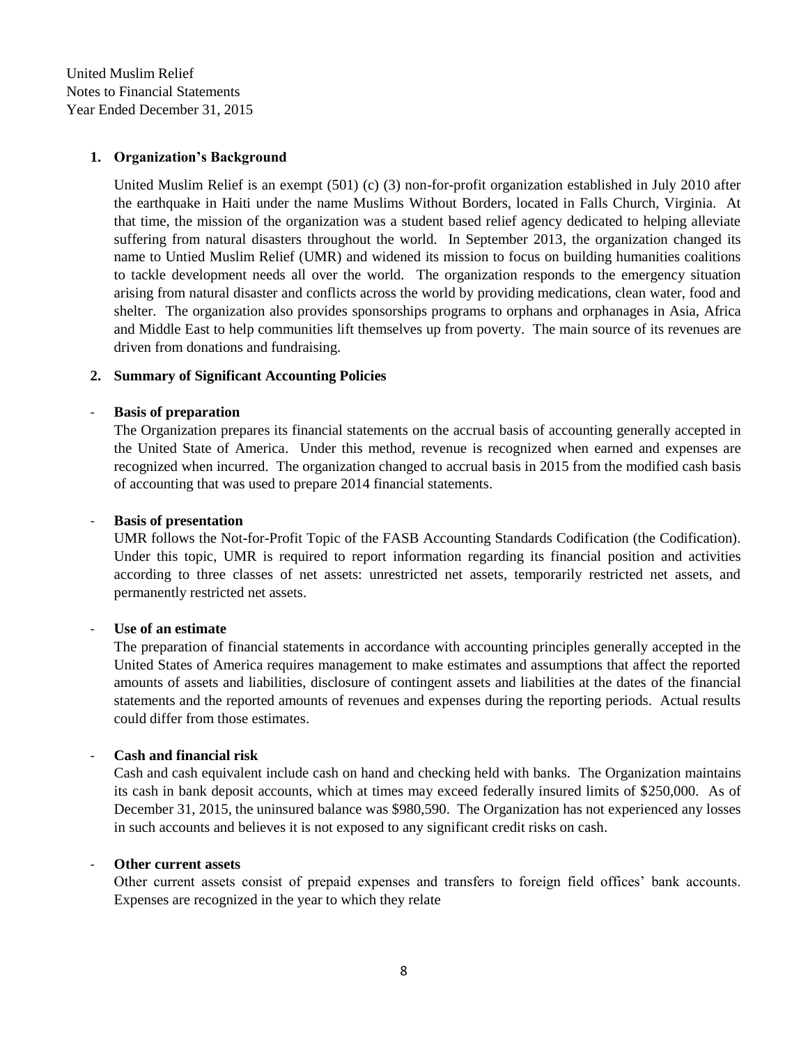United Muslim Relief
Notes to Financial Statements
Year Ended December 31, 2015

**1. Organization's Background**

United Muslim Relief is an exempt (501) (c) (3) non-for-profit organization established in July 2010 after the earthquake in Haiti under the name Muslims Without Borders, located in Falls Church, Virginia. At that time, the mission of the organization was a student based relief agency dedicated to helping alleviate suffering from natural disasters throughout the world. In September 2013, the organization changed its name to Untied Muslim Relief (UMR) and widened its mission to focus on building humanities coalitions to tackle development needs all over the world. The organization responds to the emergency situation arising from natural disaster and conflicts across the world by providing medications, clean water, food and shelter. The organization also provides sponsorships programs to orphans and orphanages in Asia, Africa and Middle East to help communities lift themselves up from poverty. The main source of its revenues are driven from donations and fundraising.

**2. Summary of Significant Accounting Policies**

- **Basis of preparation**

  The Organization prepares its financial statements on the accrual basis of accounting generally accepted in the United State of America. Under this method, revenue is recognized when earned and expenses are recognized when incurred. The organization changed to accrual basis in 2015 from the modified cash basis of accounting that was used to prepare 2014 financial statements.

- **Basis of presentation**

  UMR follows the Not-for-Profit Topic of the FASB Accounting Standards Codification (the Codification). Under this topic, UMR is required to report information regarding its financial position and activities according to three classes of net assets: unrestricted net assets, temporarily restricted net assets, and permanently restricted net assets.

- **Use of an estimate**

  The preparation of financial statements in accordance with accounting principles generally accepted in the United States of America requires management to make estimates and assumptions that affect the reported amounts of assets and liabilities, disclosure of contingent assets and liabilities at the dates of the financial statements and the reported amounts of revenues and expenses during the reporting periods. Actual results could differ from those estimates.

- **Cash and financial risk**

  Cash and cash equivalent include cash on hand and checking held with banks. The Organization maintains its cash in bank deposit accounts, which at times may exceed federally insured limits of $250,000. As of December 31, 2015, the uninsured balance was $980,590. The Organization has not experienced any losses in such accounts and believes it is not exposed to any significant credit risks on cash.

- **Other current assets**

  Other current assets consist of prepaid expenses and transfers to foreign field offices' bank accounts. Expenses are recognized in the year to which they relate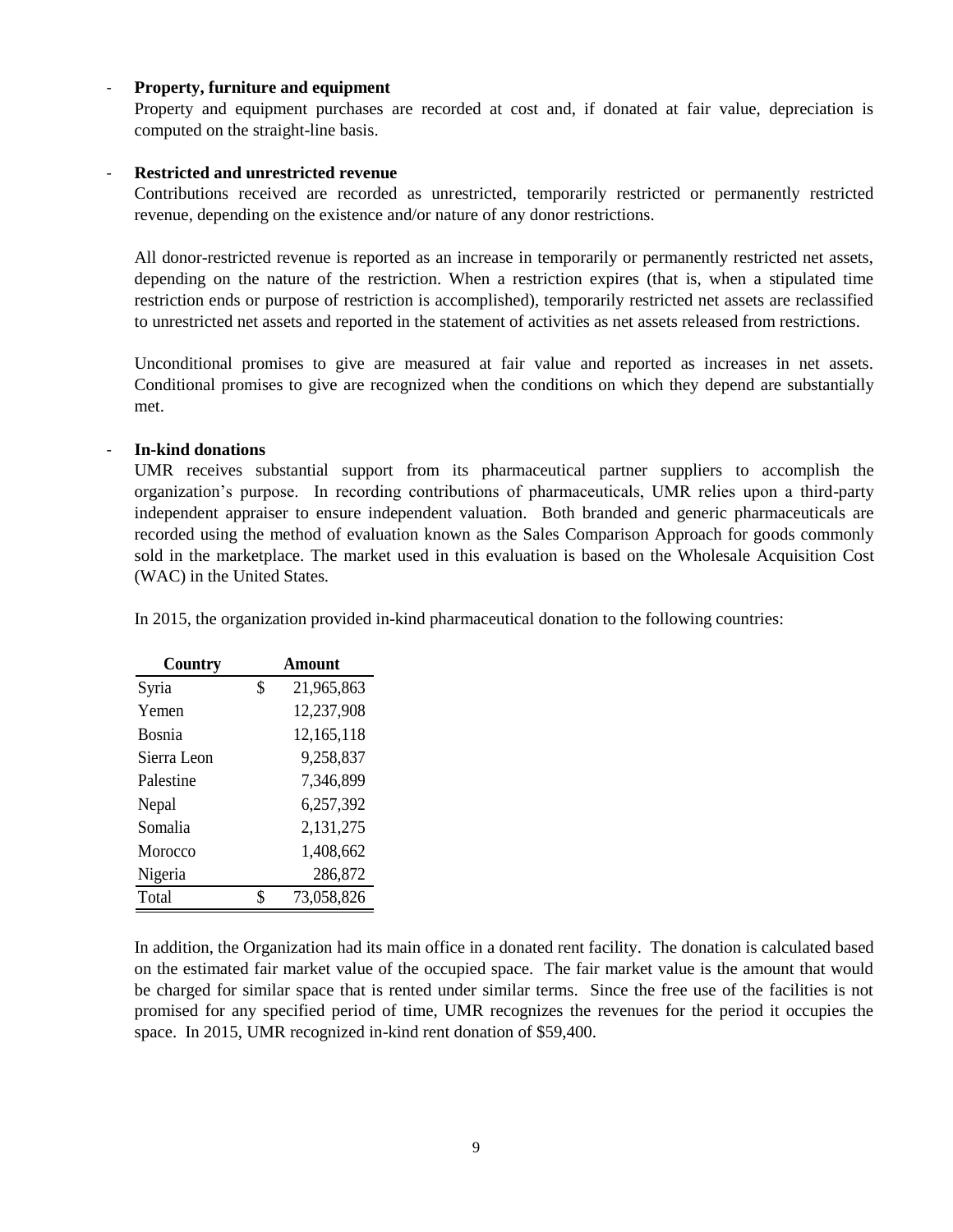- **Property, furniture and equipment**

  Property and equipment purchases are recorded at cost and, if donated at fair value, depreciation is computed on the straight-line basis.

- **Restricted and unrestricted revenue**

  Contributions received are recorded as unrestricted, temporarily restricted or permanently restricted revenue, depending on the existence and/or nature of any donor restrictions.

  All donor-restricted revenue is reported as an increase in temporarily or permanently restricted net assets, depending on the nature of the restriction. When a restriction expires (that is, when a stipulated time restriction ends or purpose of restriction is accomplished), temporarily restricted net assets are reclassified to unrestricted net assets and reported in the statement of activities as net assets released from restrictions.

  Unconditional promises to give are measured at fair value and reported as increases in net assets. Conditional promises to give are recognized when the conditions on which they depend are substantially met.

- **In-kind donations**

  UMR receives substantial support from its pharmaceutical partner suppliers to accomplish the organization's purpose. In recording contributions of pharmaceuticals, UMR relies upon a third-party independent appraiser to ensure independent valuation. Both branded and generic pharmaceuticals are recorded using the method of evaluation known as the Sales Comparison Approach for goods commonly sold in the marketplace. The market used in this evaluation is based on the Wholesale Acquisition Cost (WAC) in the United States.

  In 2015, the organization provided in-kind pharmaceutical donation to the following countries:

| Country | Amount |
|---|---|
| Syria | $ 21,965,863 |
| Yemen | 12,237,908 |
| Bosnia | 12,165,118 |
| Sierra Leon | 9,258,837 |
| Palestine | 7,346,899 |
| Nepal | 6,257,392 |
| Somalia | 2,131,275 |
| Morocco | 1,408,662 |
| Nigeria | 286,872 |
| Total | $ 73,058,826 |

  In addition, the Organization had its main office in a donated rent facility. The donation is calculated based on the estimated fair market value of the occupied space. The fair market value is the amount that would be charged for similar space that is rented under similar terms. Since the free use of the facilities is not promised for any specified period of time, UMR recognizes the revenues for the period it occupies the space. In 2015, UMR recognized in-kind rent donation of $59,400.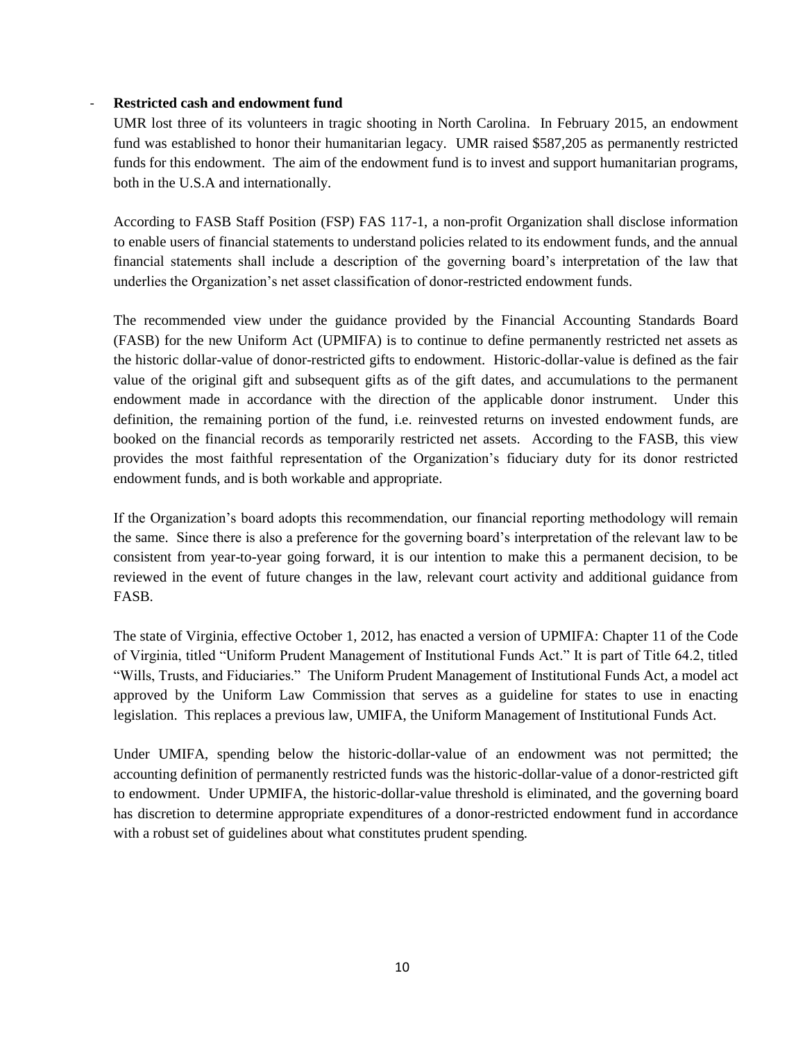- **Restricted cash and endowment fund**

UMR lost three of its volunteers in tragic shooting in North Carolina. In February 2015, an endowment fund was established to honor their humanitarian legacy. UMR raised $587,205 as permanently restricted funds for this endowment. The aim of the endowment fund is to invest and support humanitarian programs, both in the U.S.A and internationally.

According to FASB Staff Position (FSP) FAS 117-1, a non-profit Organization shall disclose information to enable users of financial statements to understand policies related to its endowment funds, and the annual financial statements shall include a description of the governing board's interpretation of the law that underlies the Organization's net asset classification of donor-restricted endowment funds.

The recommended view under the guidance provided by the Financial Accounting Standards Board (FASB) for the new Uniform Act (UPMIFA) is to continue to define permanently restricted net assets as the historic dollar-value of donor-restricted gifts to endowment. Historic-dollar-value is defined as the fair value of the original gift and subsequent gifts as of the gift dates, and accumulations to the permanent endowment made in accordance with the direction of the applicable donor instrument. Under this definition, the remaining portion of the fund, i.e. reinvested returns on invested endowment funds, are booked on the financial records as temporarily restricted net assets. According to the FASB, this view provides the most faithful representation of the Organization's fiduciary duty for its donor restricted endowment funds, and is both workable and appropriate.

If the Organization's board adopts this recommendation, our financial reporting methodology will remain the same. Since there is also a preference for the governing board's interpretation of the relevant law to be consistent from year-to-year going forward, it is our intention to make this a permanent decision, to be reviewed in the event of future changes in the law, relevant court activity and additional guidance from FASB.

The state of Virginia, effective October 1, 2012, has enacted a version of UPMIFA: Chapter 11 of the Code of Virginia, titled "Uniform Prudent Management of Institutional Funds Act." It is part of Title 64.2, titled "Wills, Trusts, and Fiduciaries." The Uniform Prudent Management of Institutional Funds Act, a model act approved by the Uniform Law Commission that serves as a guideline for states to use in enacting legislation. This replaces a previous law, UMIFA, the Uniform Management of Institutional Funds Act.

Under UMIFA, spending below the historic-dollar-value of an endowment was not permitted; the accounting definition of permanently restricted funds was the historic-dollar-value of a donor-restricted gift to endowment. Under UPMIFA, the historic-dollar-value threshold is eliminated, and the governing board has discretion to determine appropriate expenditures of a donor-restricted endowment fund in accordance with a robust set of guidelines about what constitutes prudent spending.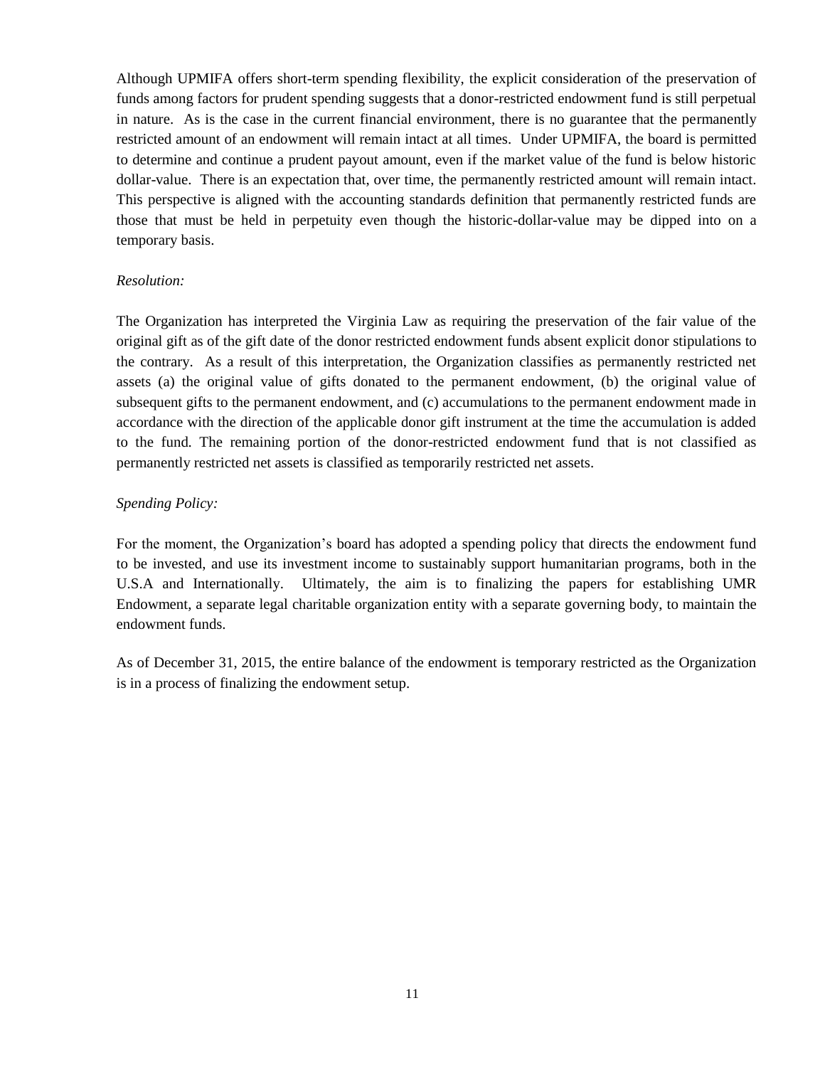Although UPMIFA offers short-term spending flexibility, the explicit consideration of the preservation of funds among factors for prudent spending suggests that a donor-restricted endowment fund is still perpetual in nature. As is the case in the current financial environment, there is no guarantee that the permanently restricted amount of an endowment will remain intact at all times. Under UPMIFA, the board is permitted to determine and continue a prudent payout amount, even if the market value of the fund is below historic dollar-value. There is an expectation that, over time, the permanently restricted amount will remain intact. This perspective is aligned with the accounting standards definition that permanently restricted funds are those that must be held in perpetuity even though the historic-dollar-value may be dipped into on a temporary basis.

*Resolution:*

The Organization has interpreted the Virginia Law as requiring the preservation of the fair value of the original gift as of the gift date of the donor restricted endowment funds absent explicit donor stipulations to the contrary. As a result of this interpretation, the Organization classifies as permanently restricted net assets (a) the original value of gifts donated to the permanent endowment, (b) the original value of subsequent gifts to the permanent endowment, and (c) accumulations to the permanent endowment made in accordance with the direction of the applicable donor gift instrument at the time the accumulation is added to the fund. The remaining portion of the donor-restricted endowment fund that is not classified as permanently restricted net assets is classified as temporarily restricted net assets.

*Spending Policy:*

For the moment, the Organization's board has adopted a spending policy that directs the endowment fund to be invested, and use its investment income to sustainably support humanitarian programs, both in the U.S.A and Internationally. Ultimately, the aim is to finalizing the papers for establishing UMR Endowment, a separate legal charitable organization entity with a separate governing body, to maintain the endowment funds.

As of December 31, 2015, the entire balance of the endowment is temporary restricted as the Organization is in a process of finalizing the endowment setup.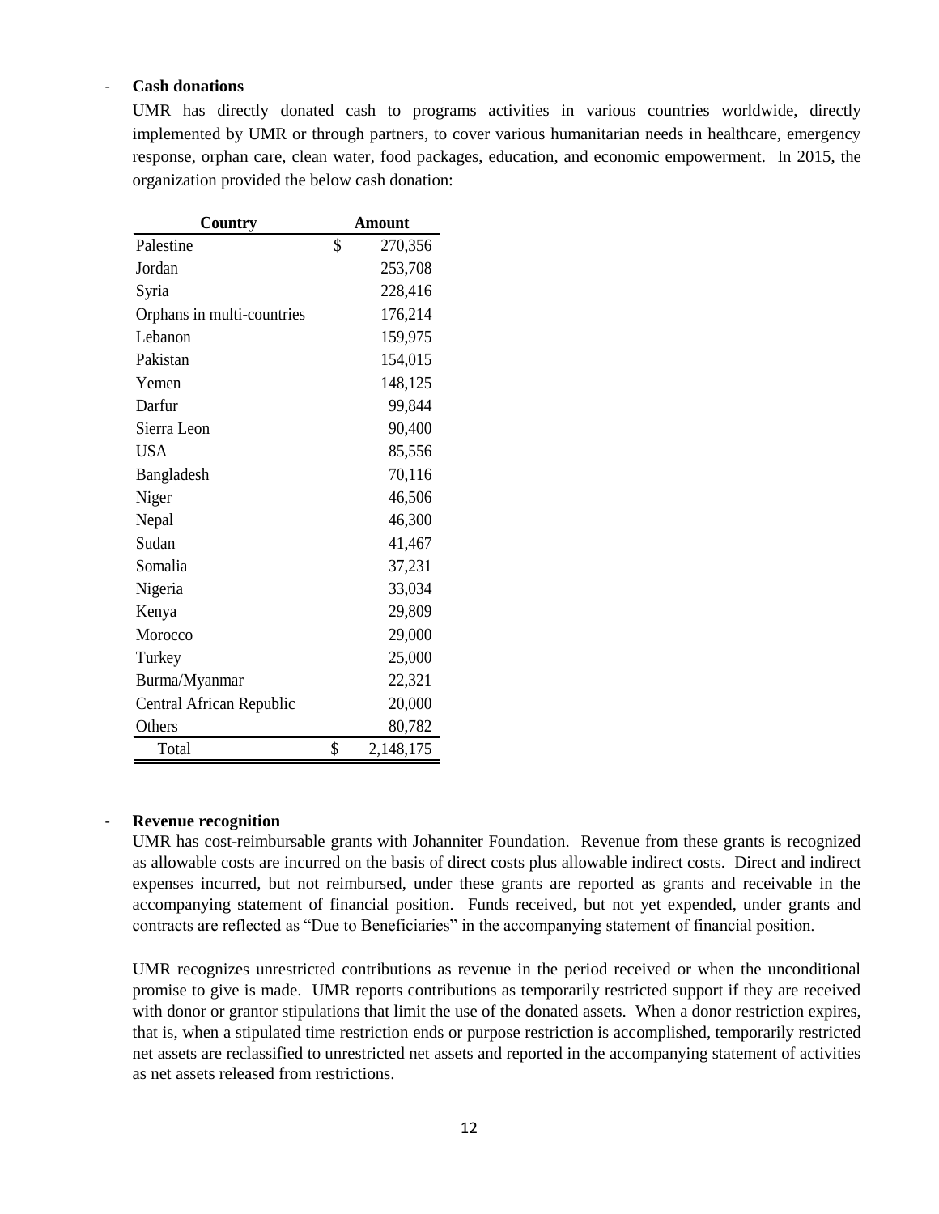- **Cash donations**

UMR has directly donated cash to programs activities in various countries worldwide, directly implemented by UMR or through partners, to cover various humanitarian needs in healthcare, emergency response, orphan care, clean water, food packages, education, and economic empowerment. In 2015, the organization provided the below cash donation:

| Country | Amount |
|---|---|
| Palestine | $ 270,356 |
| Jordan | 253,708 |
| Syria | 228,416 |
| Orphans in multi-countries | 176,214 |
| Lebanon | 159,975 |
| Pakistan | 154,015 |
| Yemen | 148,125 |
| Darfur | 99,844 |
| Sierra Leon | 90,400 |
| USA | 85,556 |
| Bangladesh | 70,116 |
| Niger | 46,506 |
| Nepal | 46,300 |
| Sudan | 41,467 |
| Somalia | 37,231 |
| Nigeria | 33,034 |
| Kenya | 29,809 |
| Morocco | 29,000 |
| Turkey | 25,000 |
| Burma/Myanmar | 22,321 |
| Central African Republic | 20,000 |
| Others | 80,782 |
| Total | $ 2,148,175 |

- **Revenue recognition**

UMR has cost-reimbursable grants with Johanniter Foundation. Revenue from these grants is recognized as allowable costs are incurred on the basis of direct costs plus allowable indirect costs. Direct and indirect expenses incurred, but not reimbursed, under these grants are reported as grants and receivable in the accompanying statement of financial position. Funds received, but not yet expended, under grants and contracts are reflected as "Due to Beneficiaries" in the accompanying statement of financial position.

UMR recognizes unrestricted contributions as revenue in the period received or when the unconditional promise to give is made. UMR reports contributions as temporarily restricted support if they are received with donor or grantor stipulations that limit the use of the donated assets. When a donor restriction expires, that is, when a stipulated time restriction ends or purpose restriction is accomplished, temporarily restricted net assets are reclassified to unrestricted net assets and reported in the accompanying statement of activities as net assets released from restrictions.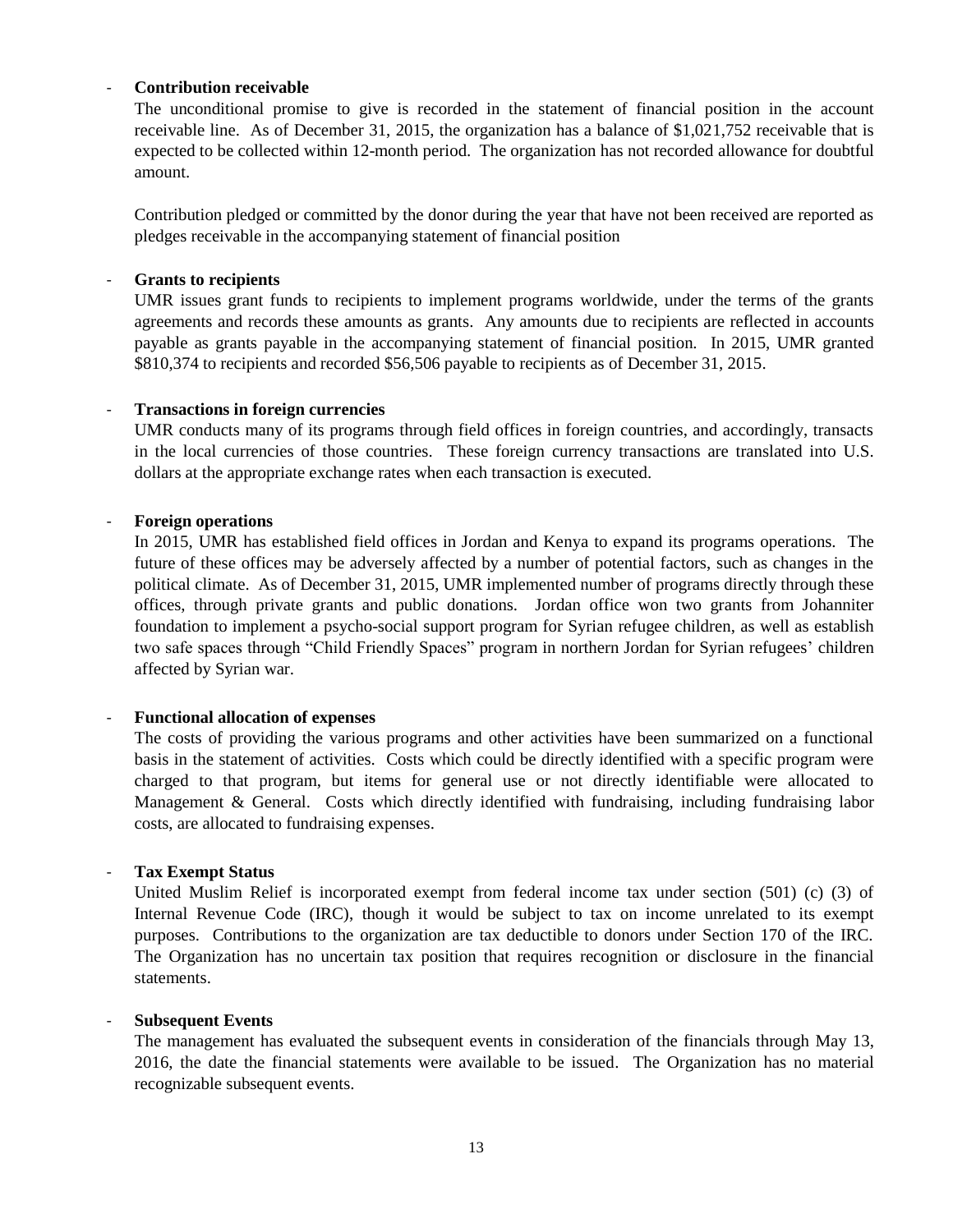- **Contribution receivable**

  The unconditional promise to give is recorded in the statement of financial position in the account receivable line. As of December 31, 2015, the organization has a balance of $1,021,752 receivable that is expected to be collected within 12-month period. The organization has not recorded allowance for doubtful amount.

  Contribution pledged or committed by the donor during the year that have not been received are reported as pledges receivable in the accompanying statement of financial position

- **Grants to recipients**

  UMR issues grant funds to recipients to implement programs worldwide, under the terms of the grants agreements and records these amounts as grants. Any amounts due to recipients are reflected in accounts payable as grants payable in the accompanying statement of financial position. In 2015, UMR granted $810,374 to recipients and recorded $56,506 payable to recipients as of December 31, 2015.

- **Transactions in foreign currencies**

  UMR conducts many of its programs through field offices in foreign countries, and accordingly, transacts in the local currencies of those countries. These foreign currency transactions are translated into U.S. dollars at the appropriate exchange rates when each transaction is executed.

- **Foreign operations**

  In 2015, UMR has established field offices in Jordan and Kenya to expand its programs operations. The future of these offices may be adversely affected by a number of potential factors, such as changes in the political climate. As of December 31, 2015, UMR implemented number of programs directly through these offices, through private grants and public donations. Jordan office won two grants from Johanniter foundation to implement a psycho-social support program for Syrian refugee children, as well as establish two safe spaces through "Child Friendly Spaces" program in northern Jordan for Syrian refugees' children affected by Syrian war.

- **Functional allocation of expenses**

  The costs of providing the various programs and other activities have been summarized on a functional basis in the statement of activities. Costs which could be directly identified with a specific program were charged to that program, but items for general use or not directly identifiable were allocated to Management & General. Costs which directly identified with fundraising, including fundraising labor costs, are allocated to fundraising expenses.

- **Tax Exempt Status**

  United Muslim Relief is incorporated exempt from federal income tax under section (501) (c) (3) of Internal Revenue Code (IRC), though it would be subject to tax on income unrelated to its exempt purposes. Contributions to the organization are tax deductible to donors under Section 170 of the IRC. The Organization has no uncertain tax position that requires recognition or disclosure in the financial statements.

- **Subsequent Events**

  The management has evaluated the subsequent events in consideration of the financials through May 13, 2016, the date the financial statements were available to be issued. The Organization has no material recognizable subsequent events.